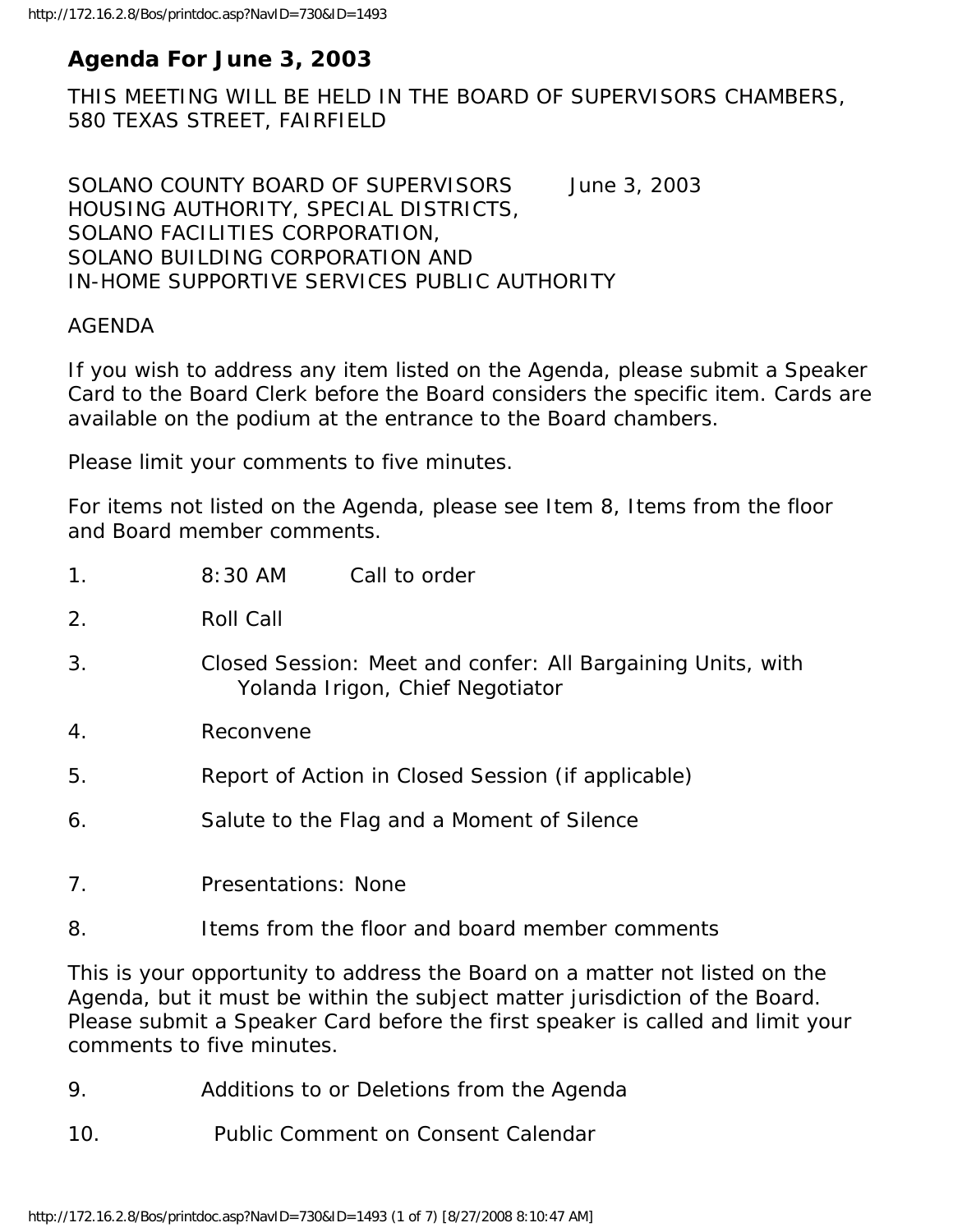# Agenda For June 3, 2003

THIS MEETING WILL BE HELD IN THE BOARD OF SUPERVISORS CHAMBERS, 580 TEXAS STREET, FAIRFIELD

SOLANO COUNTY BOARD OF SUPERVISORS June 3, 2003
HOUSING AUTHORITY, SPECIAL DISTRICTS,
SOLANO FACILITIES CORPORATION,
SOLANO BUILDING CORPORATION AND
IN-HOME SUPPORTIVE SERVICES PUBLIC AUTHORITY

AGENDA

If you wish to address any item listed on the Agenda, please submit a Speaker Card to the Board Clerk before the Board considers the specific item. Cards are available on the podium at the entrance to the Board chambers.

Please limit your comments to five minutes.

For items not listed on the Agenda, please see Item 8, Items from the floor and Board member comments.

1. 8:30 AM Call to order

2. Roll Call

3. Closed Session: Meet and confer: All Bargaining Units, with Yolanda Irigon, Chief Negotiator

4. Reconvene

5. Report of Action in Closed Session (if applicable)

6. Salute to the Flag and a Moment of Silence

7. Presentations: None

8. Items from the floor and board member comments

This is your opportunity to address the Board on a matter not listed on the Agenda, but it must be within the subject matter jurisdiction of the Board. Please submit a Speaker Card before the first speaker is called and limit your comments to five minutes.

9. Additions to or Deletions from the Agenda

10. Public Comment on Consent Calendar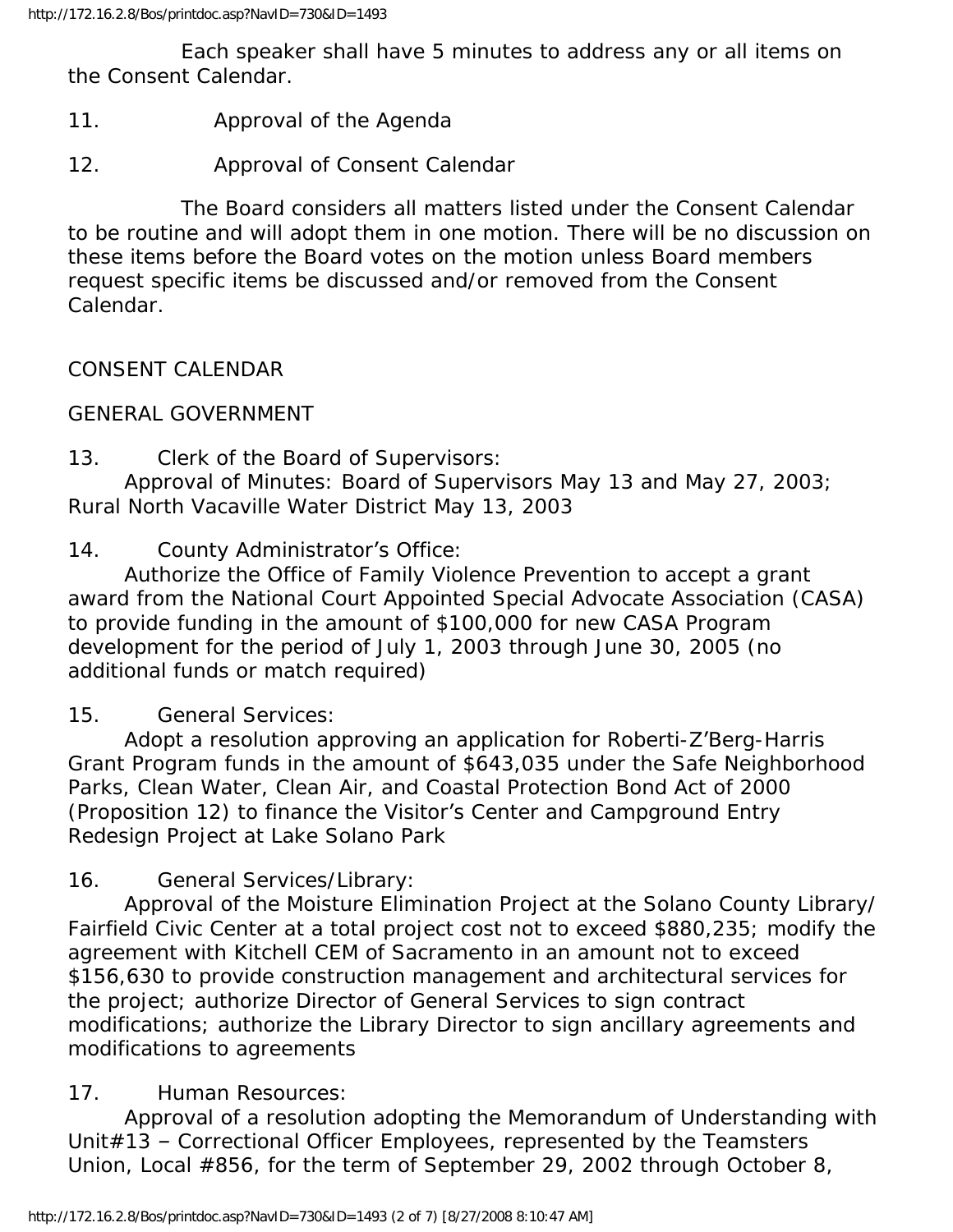Each speaker shall have 5 minutes to address any or all items on the Consent Calendar.

11. Approval of the Agenda

12. Approval of Consent Calendar

The Board considers all matters listed under the Consent Calendar to be routine and will adopt them in one motion. There will be no discussion on these items before the Board votes on the motion unless Board members request specific items be discussed and/or removed from the Consent Calendar.

CONSENT CALENDAR

GENERAL GOVERNMENT

13. Clerk of the Board of Supervisors:
Approval of Minutes: Board of Supervisors May 13 and May 27, 2003; Rural North Vacaville Water District May 13, 2003

14. County Administrator's Office:
Authorize the Office of Family Violence Prevention to accept a grant award from the National Court Appointed Special Advocate Association (CASA) to provide funding in the amount of $100,000 for new CASA Program development for the period of July 1, 2003 through June 30, 2005 (no additional funds or match required)

15. General Services:
Adopt a resolution approving an application for Roberti-Z'Berg-Harris Grant Program funds in the amount of $643,035 under the Safe Neighborhood Parks, Clean Water, Clean Air, and Coastal Protection Bond Act of 2000 (Proposition 12) to finance the Visitor's Center and Campground Entry Redesign Project at Lake Solano Park

16. General Services/Library:
Approval of the Moisture Elimination Project at the Solano County Library/Fairfield Civic Center at a total project cost not to exceed $880,235; modify the agreement with Kitchell CEM of Sacramento in an amount not to exceed $156,630 to provide construction management and architectural services for the project; authorize Director of General Services to sign contract modifications; authorize the Library Director to sign ancillary agreements and modifications to agreements

17. Human Resources:
Approval of a resolution adopting the Memorandum of Understanding with Unit#13 – Correctional Officer Employees, represented by the Teamsters Union, Local #856, for the term of September 29, 2002 through October 8,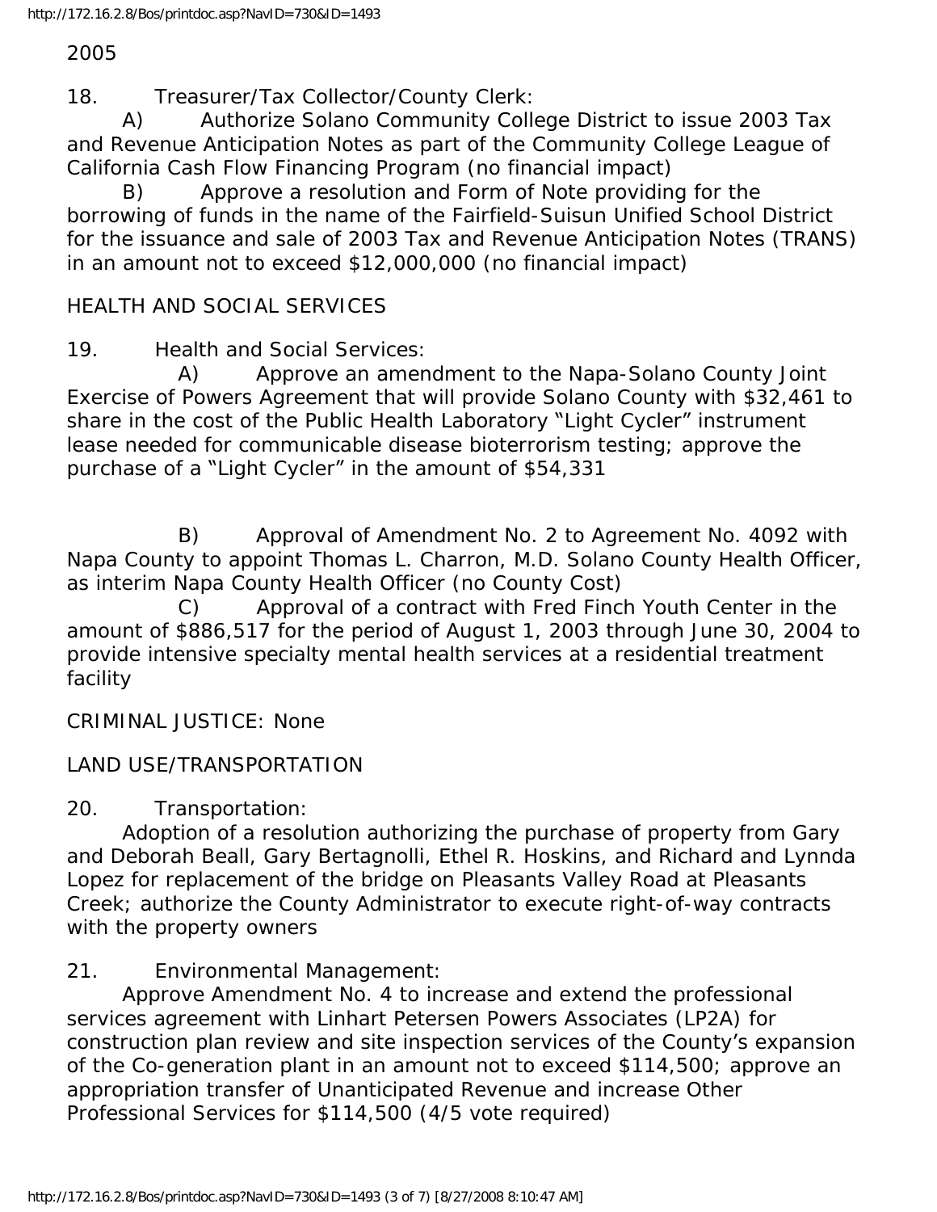2005

18. Treasurer/Tax Collector/County Clerk:

A) Authorize Solano Community College District to issue 2003 Tax and Revenue Anticipation Notes as part of the Community College League of California Cash Flow Financing Program (no financial impact)

B) Approve a resolution and Form of Note providing for the borrowing of funds in the name of the Fairfield-Suisun Unified School District for the issuance and sale of 2003 Tax and Revenue Anticipation Notes (TRANS) in an amount not to exceed $12,000,000 (no financial impact)

HEALTH AND SOCIAL SERVICES

19. Health and Social Services:

A) Approve an amendment to the Napa-Solano County Joint Exercise of Powers Agreement that will provide Solano County with $32,461 to share in the cost of the Public Health Laboratory "Light Cycler" instrument lease needed for communicable disease bioterrorism testing; approve the purchase of a "Light Cycler" in the amount of $54,331

B) Approval of Amendment No. 2 to Agreement No. 4092 with Napa County to appoint Thomas L. Charron, M.D. Solano County Health Officer, as interim Napa County Health Officer (no County Cost)

C) Approval of a contract with Fred Finch Youth Center in the amount of $886,517 for the period of August 1, 2003 through June 30, 2004 to provide intensive specialty mental health services at a residential treatment facility

CRIMINAL JUSTICE: None

LAND USE/TRANSPORTATION

20. Transportation:

Adoption of a resolution authorizing the purchase of property from Gary and Deborah Beall, Gary Bertagnolli, Ethel R. Hoskins, and Richard and Lynnda Lopez for replacement of the bridge on Pleasants Valley Road at Pleasants Creek; authorize the County Administrator to execute right-of-way contracts with the property owners

21. Environmental Management:

Approve Amendment No. 4 to increase and extend the professional services agreement with Linhart Petersen Powers Associates (LP2A) for construction plan review and site inspection services of the County's expansion of the Co-generation plant in an amount not to exceed $114,500; approve an appropriation transfer of Unanticipated Revenue and increase Other Professional Services for $114,500 (4/5 vote required)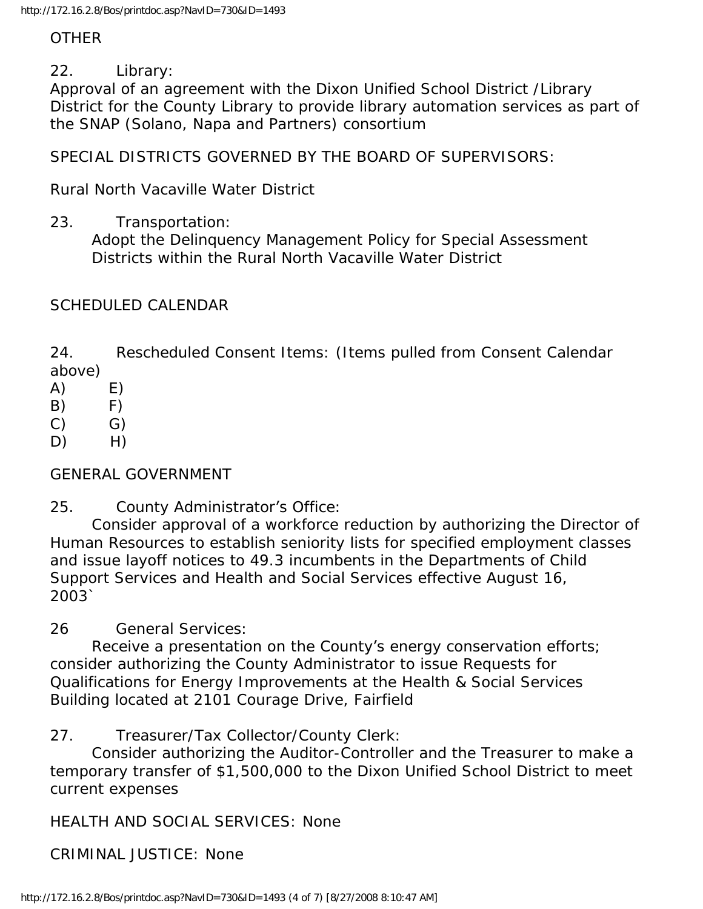OTHER

22. Library:
Approval of an agreement with the Dixon Unified School District /Library District for the County Library to provide library automation services as part of the SNAP (Solano, Napa and Partners) consortium

SPECIAL DISTRICTS GOVERNED BY THE BOARD OF SUPERVISORS:

Rural North Vacaville Water District

23. Transportation:
Adopt the Delinquency Management Policy for Special Assessment Districts within the Rural North Vacaville Water District

SCHEDULED CALENDAR

24. Rescheduled Consent Items: (Items pulled from Consent Calendar above)

A) E)
B) F)
C) G)
D) H)

GENERAL GOVERNMENT

25. County Administrator's Office:
Consider approval of a workforce reduction by authorizing the Director of Human Resources to establish seniority lists for specified employment classes and issue layoff notices to 49.3 incumbents in the Departments of Child Support Services and Health and Social Services effective August 16, 2003`

26 General Services:
Receive a presentation on the County's energy conservation efforts; consider authorizing the County Administrator to issue Requests for Qualifications for Energy Improvements at the Health & Social Services Building located at 2101 Courage Drive, Fairfield

27. Treasurer/Tax Collector/County Clerk:
Consider authorizing the Auditor-Controller and the Treasurer to make a temporary transfer of $1,500,000 to the Dixon Unified School District to meet current expenses

HEALTH AND SOCIAL SERVICES: None

CRIMINAL JUSTICE: None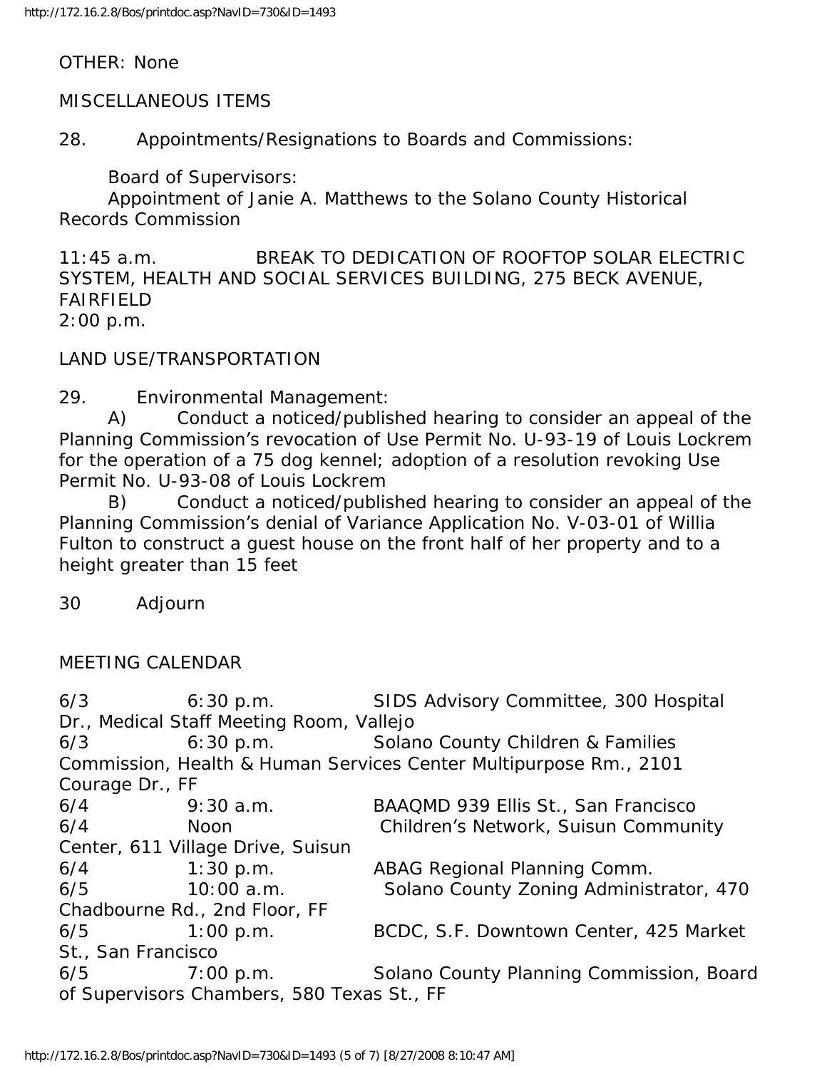OTHER: None

MISCELLANEOUS ITEMS

28. Appointments/Resignations to Boards and Commissions:

Board of Supervisors:
Appointment of Janie A. Matthews to the Solano County Historical Records Commission

11:45 a.m. BREAK TO DEDICATION OF ROOFTOP SOLAR ELECTRIC SYSTEM, HEALTH AND SOCIAL SERVICES BUILDING, 275 BECK AVENUE, FAIRFIELD
2:00 p.m.

LAND USE/TRANSPORTATION

29. Environmental Management:
A) Conduct a noticed/published hearing to consider an appeal of the Planning Commission's revocation of Use Permit No. U-93-19 of Louis Lockrem for the operation of a 75 dog kennel; adoption of a resolution revoking Use Permit No. U-93-08 of Louis Lockrem
B) Conduct a noticed/published hearing to consider an appeal of the Planning Commission's denial of Variance Application No. V-03-01 of Willia Fulton to construct a guest house on the front half of her property and to a height greater than 15 feet

30 Adjourn

MEETING CALENDAR

6/3 6:30 p.m. SIDS Advisory Committee, 300 Hospital Dr., Medical Staff Meeting Room, Vallejo
6/3 6:30 p.m. Solano County Children & Families Commission, Health & Human Services Center Multipurpose Rm., 2101 Courage Dr., FF
6/4 9:30 a.m. BAAQMD 939 Ellis St., San Francisco
6/4 Noon Children's Network, Suisun Community Center, 611 Village Drive, Suisun
6/4 1:30 p.m. ABAG Regional Planning Comm.
6/5 10:00 a.m. Solano County Zoning Administrator, 470 Chadbourne Rd., 2nd Floor, FF
6/5 1:00 p.m. BCDC, S.F. Downtown Center, 425 Market St., San Francisco
6/5 7:00 p.m. Solano County Planning Commission, Board of Supervisors Chambers, 580 Texas St., FF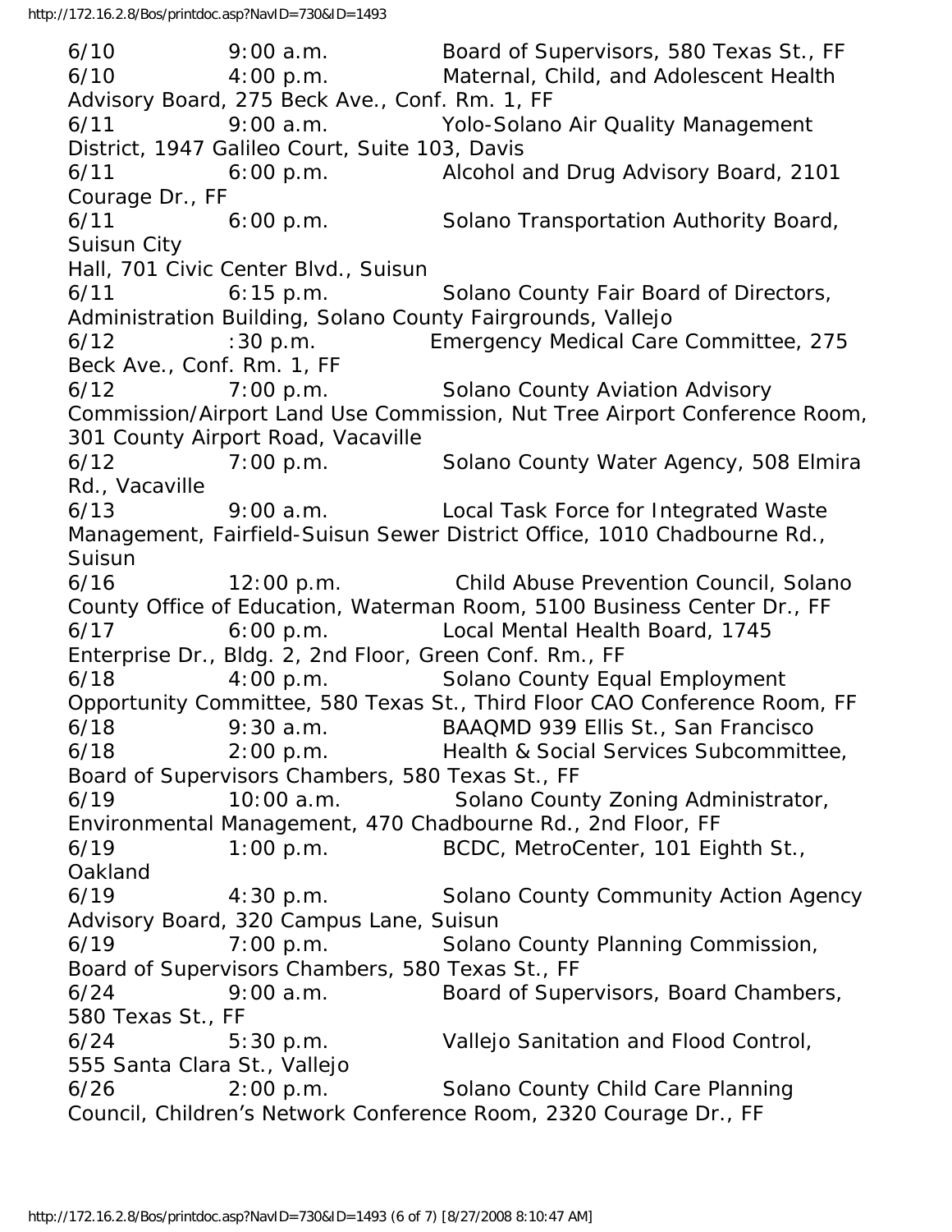6/10 9:00 a.m. Board of Supervisors, 580 Texas St., FF
6/10 4:00 p.m. Maternal, Child, and Adolescent Health Advisory Board, 275 Beck Ave., Conf. Rm. 1, FF
6/11 9:00 a.m. Yolo-Solano Air Quality Management District, 1947 Galileo Court, Suite 103, Davis
6/11 6:00 p.m. Alcohol and Drug Advisory Board, 2101 Courage Dr., FF
6/11 6:00 p.m. Solano Transportation Authority Board, Suisun City Hall, 701 Civic Center Blvd., Suisun
6/11 6:15 p.m. Solano County Fair Board of Directors, Administration Building, Solano County Fairgrounds, Vallejo
6/12 :30 p.m. Emergency Medical Care Committee, 275 Beck Ave., Conf. Rm. 1, FF
6/12 7:00 p.m. Solano County Aviation Advisory Commission/Airport Land Use Commission, Nut Tree Airport Conference Room, 301 County Airport Road, Vacaville
6/12 7:00 p.m. Solano County Water Agency, 508 Elmira Rd., Vacaville
6/13 9:00 a.m. Local Task Force for Integrated Waste Management, Fairfield-Suisun Sewer District Office, 1010 Chadbourne Rd., Suisun
6/16 12:00 p.m. Child Abuse Prevention Council, Solano County Office of Education, Waterman Room, 5100 Business Center Dr., FF
6/17 6:00 p.m. Local Mental Health Board, 1745 Enterprise Dr., Bldg. 2, 2nd Floor, Green Conf. Rm., FF
6/18 4:00 p.m. Solano County Equal Employment Opportunity Committee, 580 Texas St., Third Floor CAO Conference Room, FF
6/18 9:30 a.m. BAAQMD 939 Ellis St., San Francisco
6/18 2:00 p.m. Health & Social Services Subcommittee, Board of Supervisors Chambers, 580 Texas St., FF
6/19 10:00 a.m. Solano County Zoning Administrator, Environmental Management, 470 Chadbourne Rd., 2nd Floor, FF
6/19 1:00 p.m. BCDC, MetroCenter, 101 Eighth St., Oakland
6/19 4:30 p.m. Solano County Community Action Agency Advisory Board, 320 Campus Lane, Suisun
6/19 7:00 p.m. Solano County Planning Commission, Board of Supervisors Chambers, 580 Texas St., FF
6/24 9:00 a.m. Board of Supervisors, Board Chambers, 580 Texas St., FF
6/24 5:30 p.m. Vallejo Sanitation and Flood Control, 555 Santa Clara St., Vallejo
6/26 2:00 p.m. Solano County Child Care Planning Council, Children's Network Conference Room, 2320 Courage Dr., FF